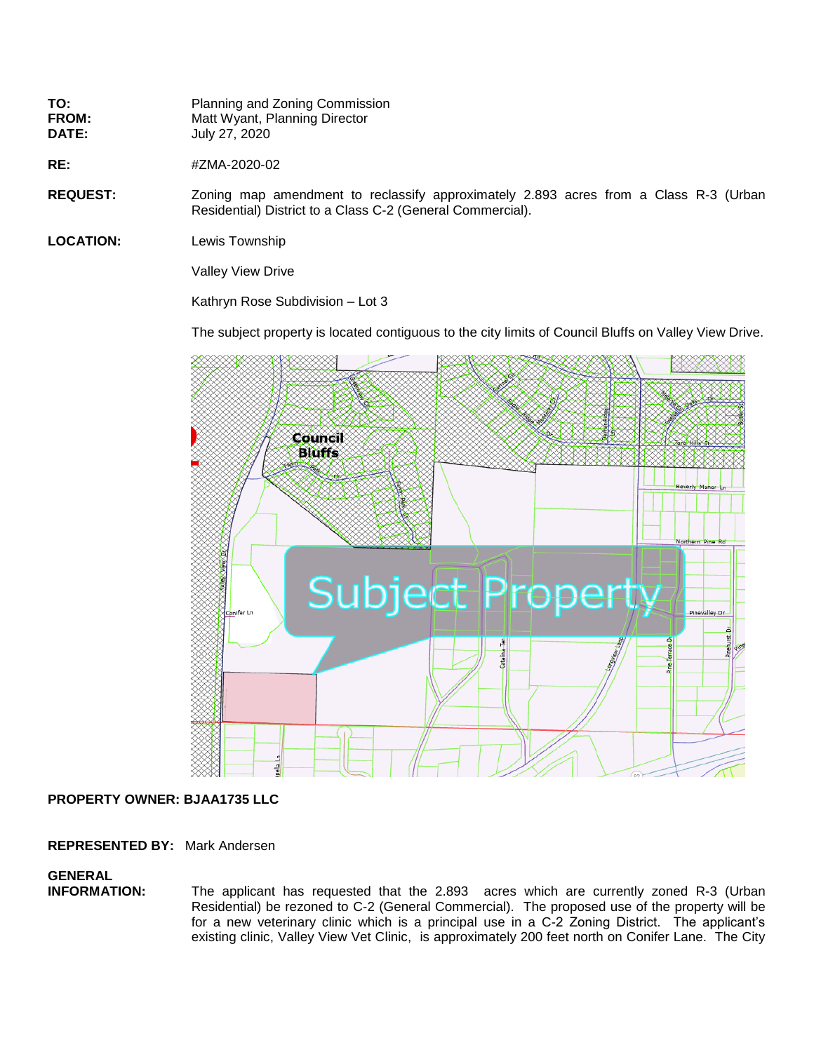**TO:** Planning and Zoning Commission
**FROM:** Matt Wyant, Planning Director
**DATE:** July 27, 2020

**RE:** #ZMA-2020-02

**REQUEST:** Zoning map amendment to reclassify approximately 2.893 acres from a Class R-3 (Urban Residential) District to a Class C-2 (General Commercial).

**LOCATION:** Lewis Township

Valley View Drive

Kathryn Rose Subdivision – Lot 3

The subject property is located contiguous to the city limits of Council Bluffs on Valley View Drive.

**PROPERTY OWNER: BJAA1735 LLC**

**REPRESENTED BY:** Mark Andersen

**GENERAL INFORMATION:** The applicant has requested that the 2.893 acres which are currently zoned R-3 (Urban Residential) be rezoned to C-2 (General Commercial). The proposed use of the property will be for a new veterinary clinic which is a principal use in a C-2 Zoning District. The applicant's existing clinic, Valley View Vet Clinic, is approximately 200 feet north on Conifer Lane. The City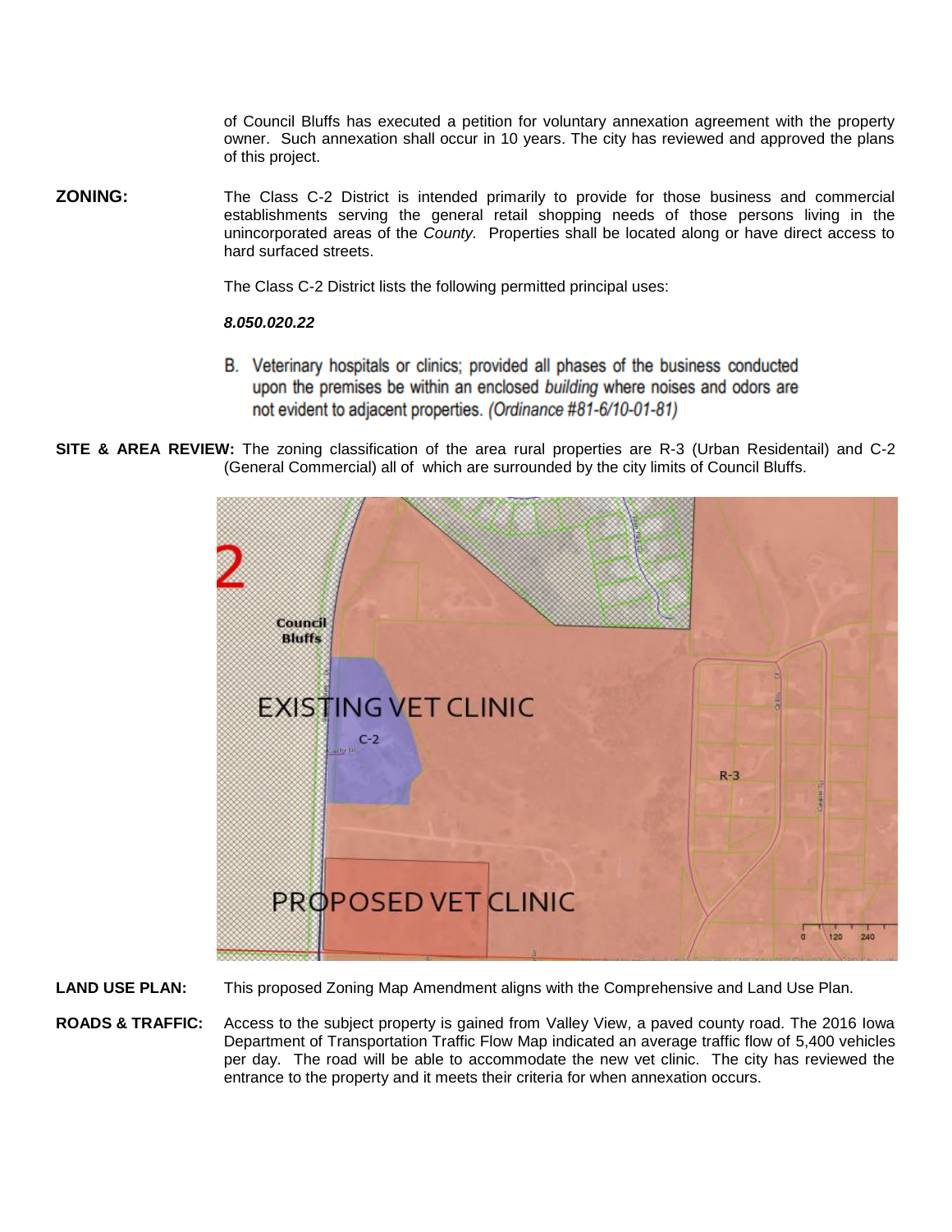of Council Bluffs has executed a petition for voluntary annexation agreement with the property owner. Such annexation shall occur in 10 years. The city has reviewed and approved the plans of this project.

**ZONING:** The Class C-2 District is intended primarily to provide for those business and commercial establishments serving the general retail shopping needs of those persons living in the unincorporated areas of the *County.* Properties shall be located along or have direct access to hard surfaced streets.

The Class C-2 District lists the following permitted principal uses:

***8.050.020.22***

B. Veterinary hospitals or clinics; provided all phases of the business conducted upon the premises be within an enclosed *building* where noises and odors are not evident to adjacent properties. *(Ordinance #81-6/10-01-81)*

**SITE & AREA REVIEW:** The zoning classification of the area rural properties are R-3 (Urban Residentail) and C-2 (General Commercial) all of which are surrounded by the city limits of Council Bluffs.

2

Council Bluffs

EXISTING VET CLINIC

C-2

R-3

PROPOSED VET CLINIC

0 120 240

**LAND USE PLAN:** This proposed Zoning Map Amendment aligns with the Comprehensive and Land Use Plan.

**ROADS & TRAFFIC:** Access to the subject property is gained from Valley View, a paved county road. The 2016 Iowa Department of Transportation Traffic Flow Map indicated an average traffic flow of 5,400 vehicles per day. The road will be able to accommodate the new vet clinic. The city has reviewed the entrance to the property and it meets their criteria for when annexation occurs.